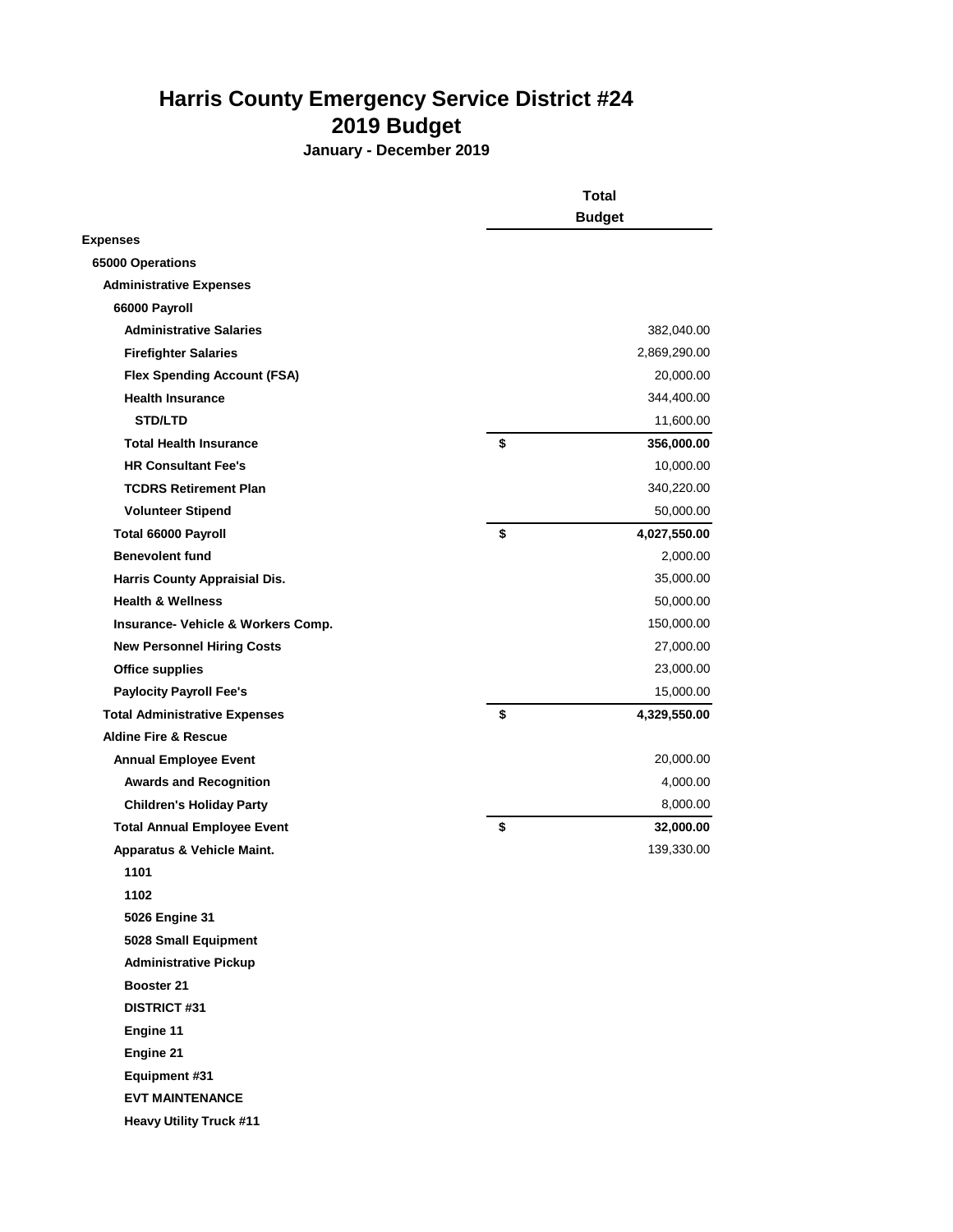# Harris County Emergency Service District #24
## 2019 Budget
### January - December 2019

| | Total Budget |
|---|---|
| **Expenses** | |
| **65000 Operations** | |
| **Administrative Expenses** | |
| **66000 Payroll** | |
| **Administrative Salaries** | 382,040.00 |
| **Firefighter Salaries** | 2,869,290.00 |
| **Flex Spending Account (FSA)** | 20,000.00 |
| **Health Insurance** | 344,400.00 |
| **STD/LTD** | 11,600.00 |
| **Total Health Insurance** | **$ 356,000.00** |
| **HR Consultant Fee's** | 10,000.00 |
| **TCDRS Retirement Plan** | 340,220.00 |
| **Volunteer Stipend** | 50,000.00 |
| **Total 66000 Payroll** | **$ 4,027,550.00** |
| **Benevolent fund** | 2,000.00 |
| **Harris County Appraisial Dis.** | 35,000.00 |
| **Health & Wellness** | 50,000.00 |
| **Insurance- Vehicle & Workers Comp.** | 150,000.00 |
| **New Personnel Hiring Costs** | 27,000.00 |
| **Office supplies** | 23,000.00 |
| **Paylocity Payroll Fee's** | 15,000.00 |
| **Total Administrative Expenses** | **$ 4,329,550.00** |
| **Aldine Fire & Rescue** | |
| **Annual Employee Event** | 20,000.00 |
| **Awards and Recognition** | 4,000.00 |
| **Children's Holiday Party** | 8,000.00 |
| **Total Annual Employee Event** | **$ 32,000.00** |
| **Apparatus & Vehicle Maint.** | 139,330.00 |
| **1101** | |
| **1102** | |
| **5026 Engine 31** | |
| **5028 Small Equipment** | |
| **Administrative Pickup** | |
| **Booster 21** | |
| **DISTRICT #31** | |
| **Engine 11** | |
| **Engine 21** | |
| **Equipment #31** | |
| **EVT MAINTENANCE** | |
| **Heavy Utility Truck #11** | |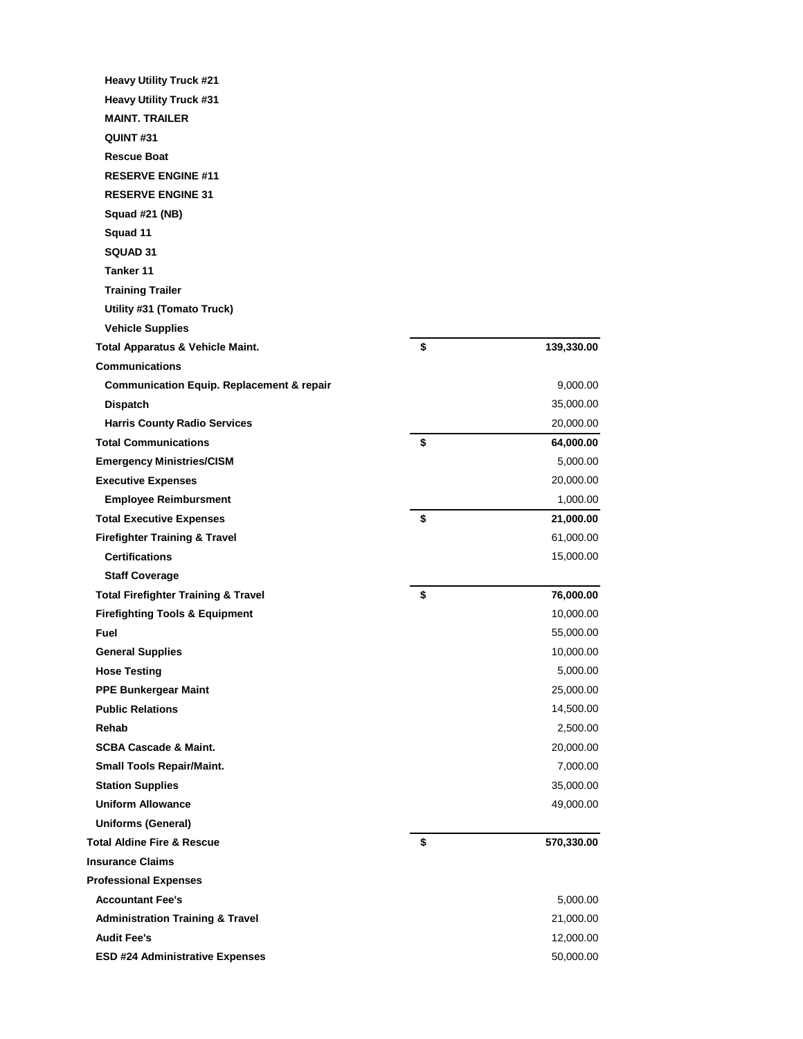| | | |
|---|---|---|
| Heavy Utility Truck #21 | | |
| Heavy Utility Truck #31 | | |
| MAINT. TRAILER | | |
| QUINT #31 | | |
| Rescue Boat | | |
| RESERVE ENGINE #11 | | |
| RESERVE ENGINE 31 | | |
| Squad #21 (NB) | | |
| Squad 11 | | |
| SQUAD 31 | | |
| Tanker 11 | | |
| Training Trailer | | |
| Utility #31 (Tomato Truck) | | |
| Vehicle Supplies | | |
| **Total Apparatus & Vehicle Maint.** | **$** | **139,330.00** |
| Communications | | |
| Communication Equip. Replacement & repair | | 9,000.00 |
| Dispatch | | 35,000.00 |
| Harris County Radio Services | | 20,000.00 |
| **Total Communications** | **$** | **64,000.00** |
| Emergency Ministries/CISM | | 5,000.00 |
| Executive Expenses | | 20,000.00 |
| Employee Reimbursment | | 1,000.00 |
| **Total Executive Expenses** | **$** | **21,000.00** |
| Firefighter Training & Travel | | 61,000.00 |
| Certifications | | 15,000.00 |
| Staff Coverage | | |
| **Total Firefighter Training & Travel** | **$** | **76,000.00** |
| Firefighting Tools & Equipment | | 10,000.00 |
| Fuel | | 55,000.00 |
| General Supplies | | 10,000.00 |
| Hose Testing | | 5,000.00 |
| PPE Bunkergear Maint | | 25,000.00 |
| Public Relations | | 14,500.00 |
| Rehab | | 2,500.00 |
| SCBA Cascade & Maint. | | 20,000.00 |
| Small Tools Repair/Maint. | | 7,000.00 |
| Station Supplies | | 35,000.00 |
| Uniform Allowance | | 49,000.00 |
| Uniforms (General) | | |
| **Total Aldine Fire & Rescue** | **$** | **570,330.00** |
| Insurance Claims | | |
| Professional Expenses | | |
| Accountant Fee's | | 5,000.00 |
| Administration Training & Travel | | 21,000.00 |
| Audit Fee's | | 12,000.00 |
| ESD #24 Administrative Expenses | | 50,000.00 |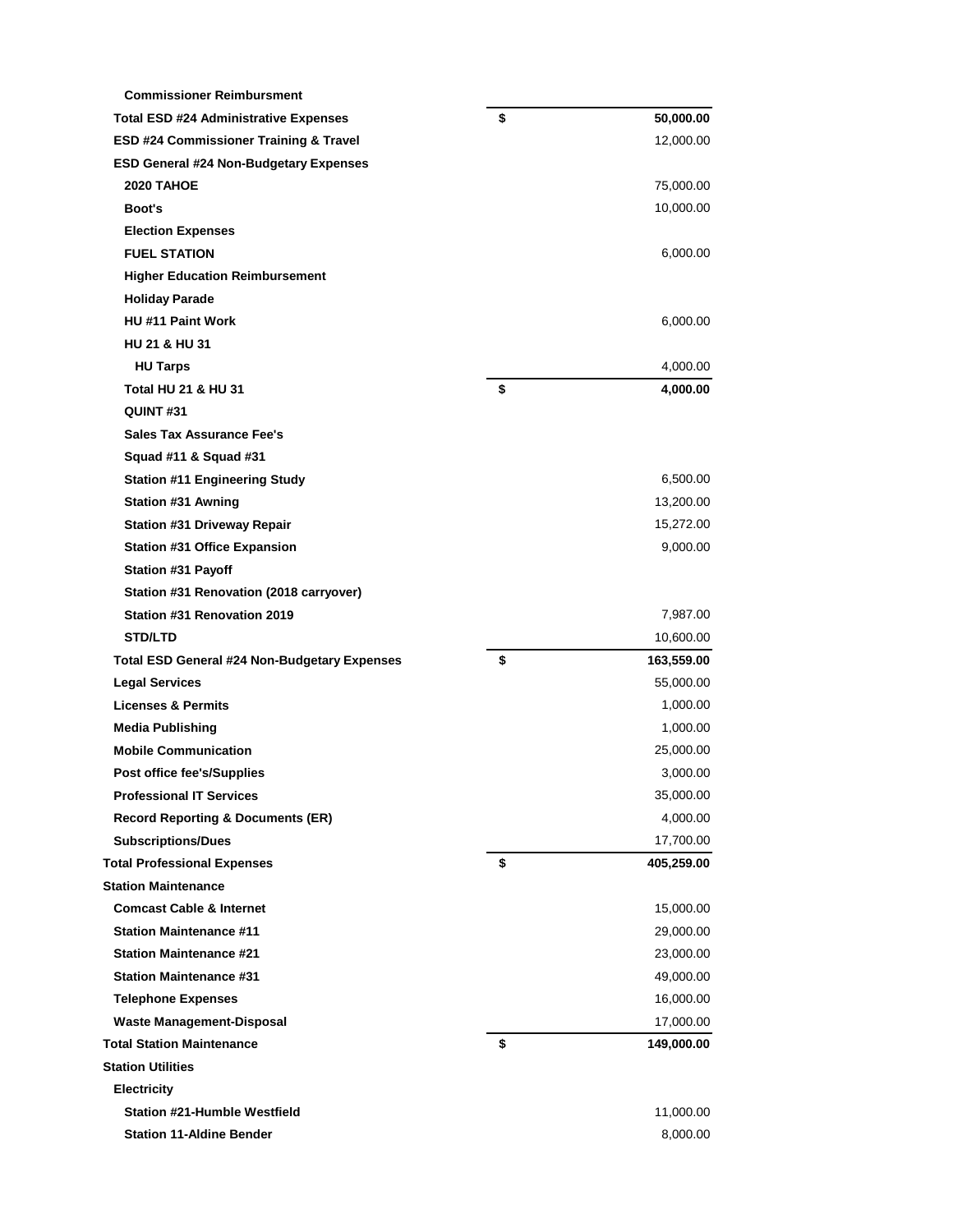| Account | | Amount |
|---|---|---|
| Commissioner Reimbursment | | |
| Total ESD #24 Administrative Expenses | $ | 50,000.00 |
| ESD #24 Commissioner Training & Travel | | 12,000.00 |
| ESD General #24 Non-Budgetary Expenses | | |
| 2020 TAHOE | | 75,000.00 |
| Boot's | | 10,000.00 |
| Election Expenses | | |
| FUEL STATION | | 6,000.00 |
| Higher Education Reimbursement | | |
| Holiday Parade | | |
| HU #11 Paint Work | | 6,000.00 |
| HU 21 & HU 31 | | |
| HU Tarps | | 4,000.00 |
| Total HU 21 & HU 31 | $ | 4,000.00 |
| QUINT #31 | | |
| Sales Tax Assurance Fee's | | |
| Squad #11 & Squad #31 | | |
| Station #11 Engineering Study | | 6,500.00 |
| Station #31 Awning | | 13,200.00 |
| Station #31 Driveway Repair | | 15,272.00 |
| Station #31 Office Expansion | | 9,000.00 |
| Station #31 Payoff | | |
| Station #31 Renovation (2018 carryover) | | |
| Station #31 Renovation 2019 | | 7,987.00 |
| STD/LTD | | 10,600.00 |
| Total ESD General #24 Non-Budgetary Expenses | $ | 163,559.00 |
| Legal Services | | 55,000.00 |
| Licenses & Permits | | 1,000.00 |
| Media Publishing | | 1,000.00 |
| Mobile Communication | | 25,000.00 |
| Post office fee's/Supplies | | 3,000.00 |
| Professional IT Services | | 35,000.00 |
| Record Reporting & Documents (ER) | | 4,000.00 |
| Subscriptions/Dues | | 17,700.00 |
| Total Professional Expenses | $ | 405,259.00 |
| Station Maintenance | | |
| Comcast Cable & Internet | | 15,000.00 |
| Station Maintenance #11 | | 29,000.00 |
| Station Maintenance #21 | | 23,000.00 |
| Station Maintenance #31 | | 49,000.00 |
| Telephone Expenses | | 16,000.00 |
| Waste Management-Disposal | | 17,000.00 |
| Total Station Maintenance | $ | 149,000.00 |
| Station Utilities | | |
| Electricity | | |
| Station #21-Humble Westfield | | 11,000.00 |
| Station 11-Aldine Bender | | 8,000.00 |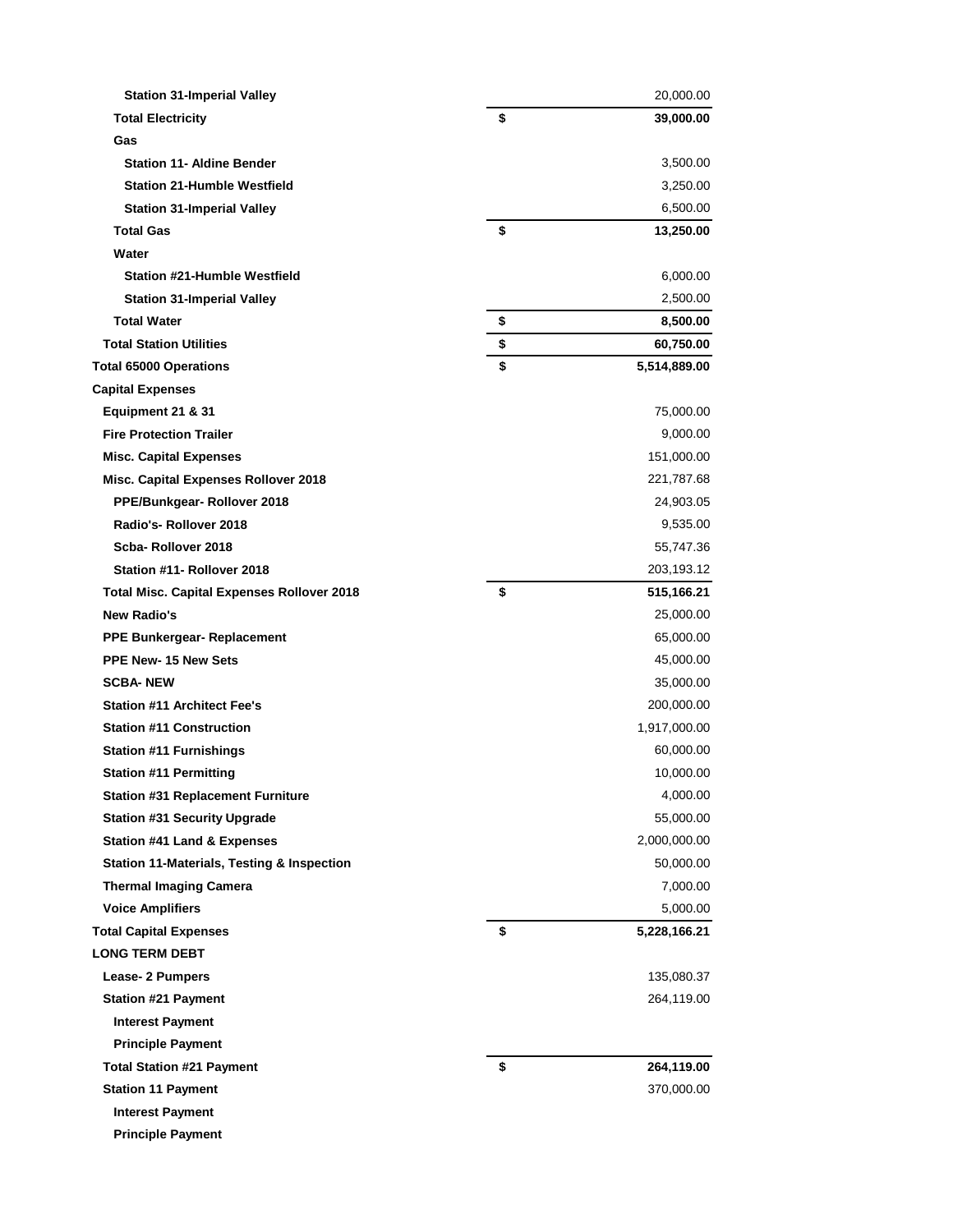| Item | | Amount |
|---|---|---|
| Station 31-Imperial Valley | | 20,000.00 |
| Total Electricity | $ | 39,000.00 |
| Gas | | |
| Station 11- Aldine Bender | | 3,500.00 |
| Station 21-Humble Westfield | | 3,250.00 |
| Station 31-Imperial Valley | | 6,500.00 |
| Total Gas | $ | 13,250.00 |
| Water | | |
| Station #21-Humble Westfield | | 6,000.00 |
| Station 31-Imperial Valley | | 2,500.00 |
| Total Water | $ | 8,500.00 |
| Total Station Utilities | $ | 60,750.00 |
| Total 65000 Operations | $ | 5,514,889.00 |
| Capital Expenses | | |
| Equipment 21 & 31 | | 75,000.00 |
| Fire Protection Trailer | | 9,000.00 |
| Misc. Capital Expenses | | 151,000.00 |
| Misc. Capital Expenses Rollover 2018 | | 221,787.68 |
| PPE/Bunkgear- Rollover 2018 | | 24,903.05 |
| Radio's- Rollover 2018 | | 9,535.00 |
| Scba- Rollover 2018 | | 55,747.36 |
| Station #11- Rollover 2018 | | 203,193.12 |
| Total Misc. Capital Expenses Rollover 2018 | $ | 515,166.21 |
| New Radio's | | 25,000.00 |
| PPE Bunkergear- Replacement | | 65,000.00 |
| PPE New- 15 New Sets | | 45,000.00 |
| SCBA- NEW | | 35,000.00 |
| Station #11 Architect Fee's | | 200,000.00 |
| Station #11 Construction | | 1,917,000.00 |
| Station #11 Furnishings | | 60,000.00 |
| Station #11 Permitting | | 10,000.00 |
| Station #31 Replacement Furniture | | 4,000.00 |
| Station #31 Security Upgrade | | 55,000.00 |
| Station #41 Land & Expenses | | 2,000,000.00 |
| Station 11-Materials, Testing & Inspection | | 50,000.00 |
| Thermal Imaging Camera | | 7,000.00 |
| Voice Amplifiers | | 5,000.00 |
| Total Capital Expenses | $ | 5,228,166.21 |
| LONG TERM DEBT | | |
| Lease- 2 Pumpers | | 135,080.37 |
| Station #21 Payment | | 264,119.00 |
| Interest Payment | | |
| Principle Payment | | |
| Total Station #21 Payment | $ | 264,119.00 |
| Station 11 Payment | | 370,000.00 |
| Interest Payment | | |
| Principle Payment | | |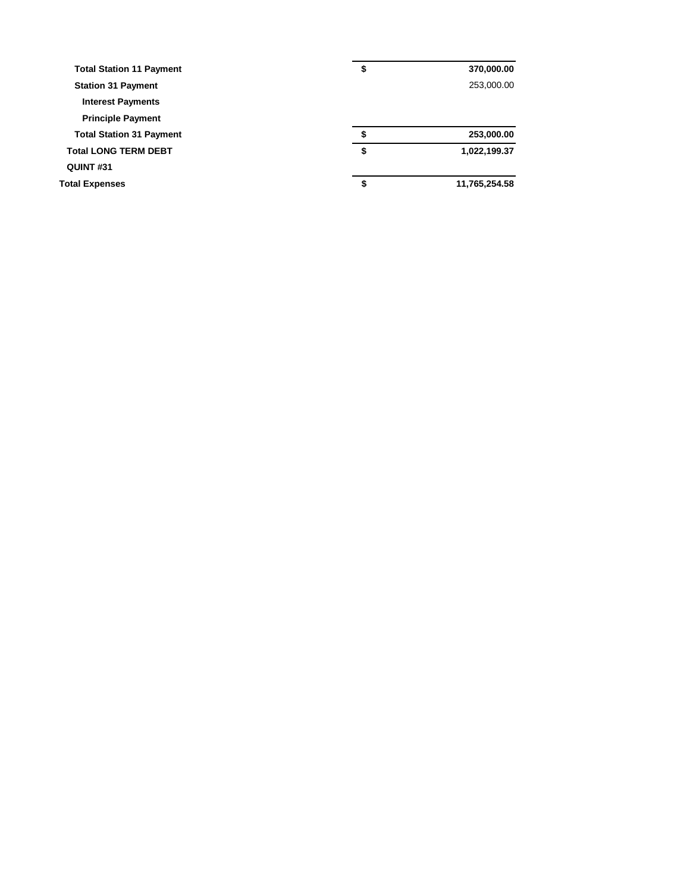| | | |
|---|---|---|
| **Total Station 11 Payment** | **$** | **370,000.00** |
| **Station 31 Payment** | | 253,000.00 |
| **Interest Payments** | | |
| **Principle Payment** | | |
| **Total Station 31 Payment** | **$** | **253,000.00** |
| **Total LONG TERM DEBT** | **$** | **1,022,199.37** |
| **QUINT #31** | | |
| **Total Expenses** | **$** | **11,765,254.58** |